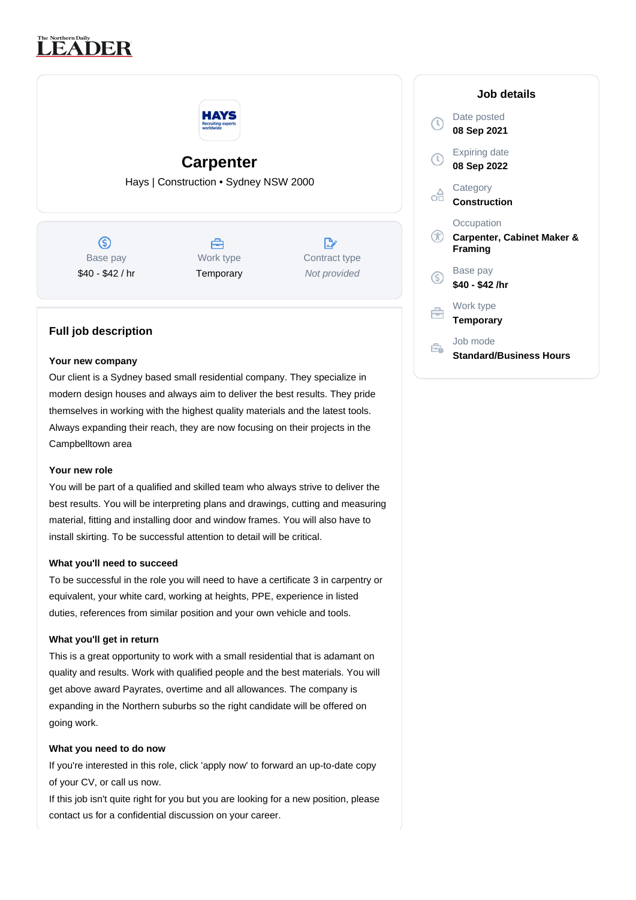# Carpenter

Hays | Construction • Sydney NSW 2000

| Base pay | Work type | Contract type |
|---|---|---|
| $40 - $42 / hr | Temporary | *Not provided* |

## Job details

**Date posted**
08 Sep 2021

**Expiring date**
08 Sep 2022

**Category**
Construction

**Occupation**
Carpenter, Cabinet Maker & Framing

**Base pay**
$40 - $42 /hr

**Work type**
Temporary

**Job mode**
Standard/Business Hours

## Full job description

**Your new company**

Our client is a Sydney based small residential company. They specialize in modern design houses and always aim to deliver the best results. They pride themselves in working with the highest quality materials and the latest tools. Always expanding their reach, they are now focusing on their projects in the Campbelltown area

**Your new role**

You will be part of a qualified and skilled team who always strive to deliver the best results. You will be interpreting plans and drawings, cutting and measuring material, fitting and installing door and window frames. You will also have to install skirting. To be successful attention to detail will be critical.

**What you'll need to succeed**

To be successful in the role you will need to have a certificate 3 in carpentry or equivalent, your white card, working at heights, PPE, experience in listed duties, references from similar position and your own vehicle and tools.

**What you'll get in return**

This is a great opportunity to work with a small residential that is adamant on quality and results. Work with qualified people and the best materials. You will get above award Payrates, overtime and all allowances. The company is expanding in the Northern suburbs so the right candidate will be offered on going work.

**What you need to do now**

If you're interested in this role, click 'apply now' to forward an up-to-date copy of your CV, or call us now.

If this job isn't quite right for you but you are looking for a new position, please contact us for a confidential discussion on your career.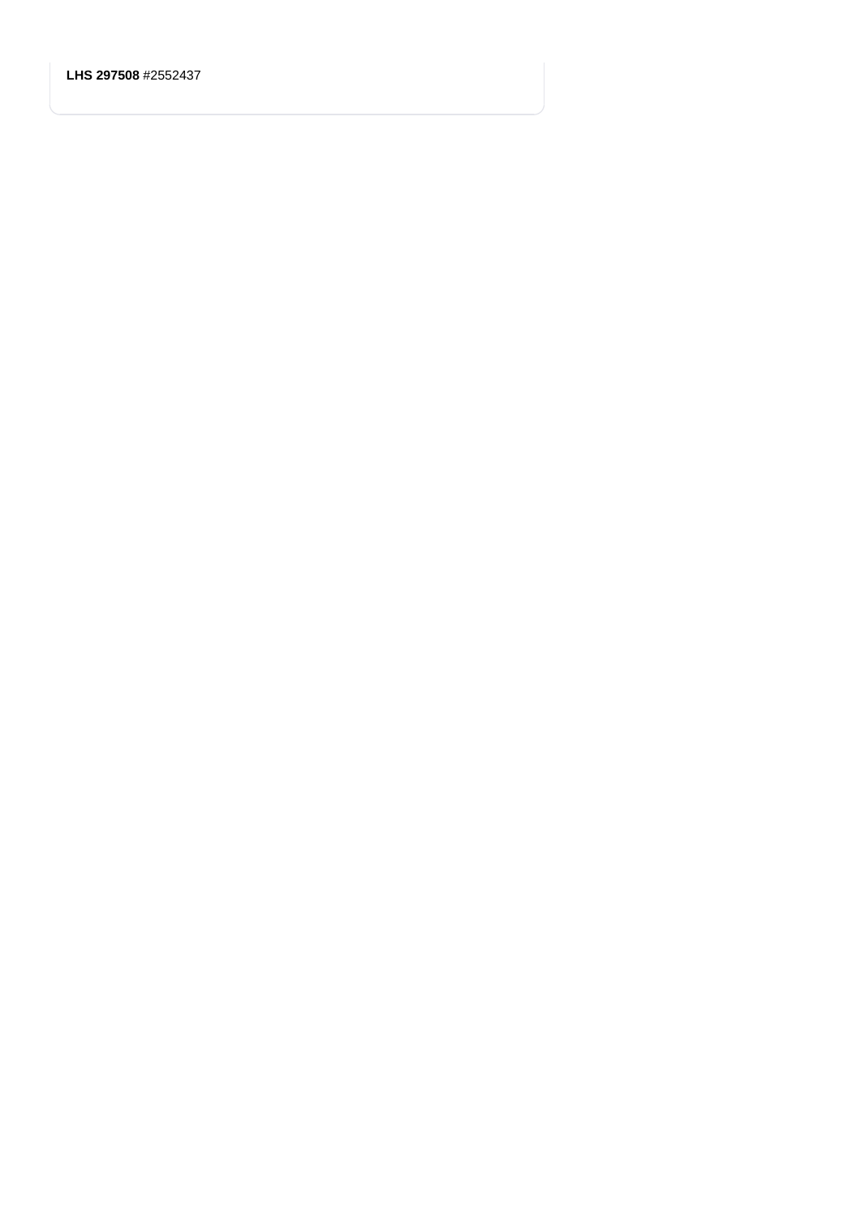**LHS 297508** #2552437